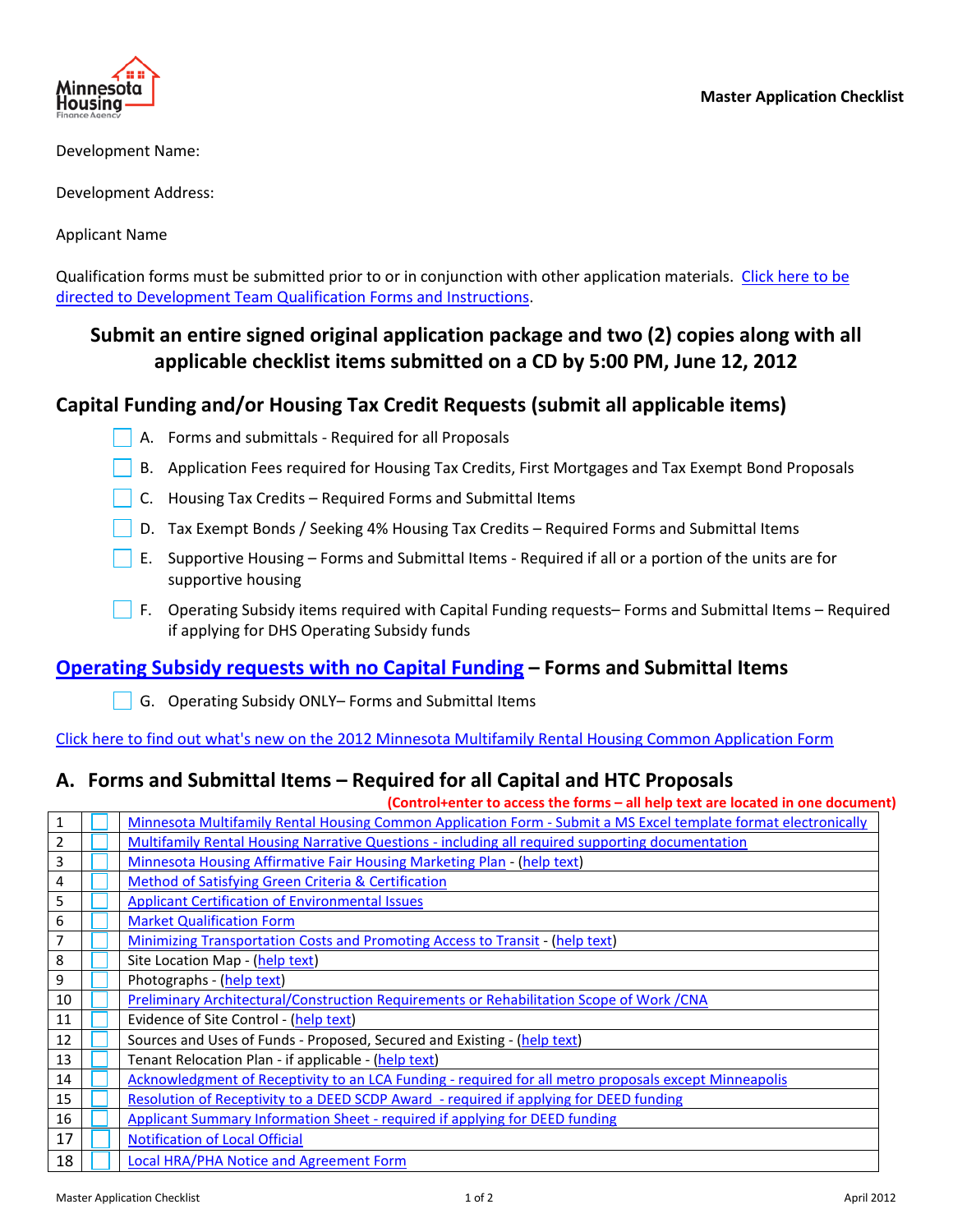**Master Application Checklist**

Development Name:

Development Address:

Applicant Name

Qualification forms must be submitted prior to or in conjunction with other application materials. Click here to be directed to Development Team Qualification Forms and Instructions.

### Submit an entire signed original application package and two (2) copies along with all applicable checklist items submitted on a CD by 5:00 PM, June 12, 2012

## Capital Funding and/or Housing Tax Credit Requests (submit all applicable items)

- ☐ A. Forms and submittals - Required for all Proposals
- ☐ B. Application Fees required for Housing Tax Credits, First Mortgages and Tax Exempt Bond Proposals
- ☐ C. Housing Tax Credits – Required Forms and Submittal Items
- ☐ D. Tax Exempt Bonds / Seeking 4% Housing Tax Credits – Required Forms and Submittal Items
- ☐ E. Supportive Housing – Forms and Submittal Items - Required if all or a portion of the units are for supportive housing
- ☐ F. Operating Subsidy items required with Capital Funding requests– Forms and Submittal Items – Required if applying for DHS Operating Subsidy funds

## Operating Subsidy requests with no Capital Funding – Forms and Submittal Items

- ☐ G. Operating Subsidy ONLY– Forms and Submittal Items

Click here to find out what's new on the 2012 Minnesota Multifamily Rental Housing Common Application Form

## A. Forms and Submittal Items – Required for all Capital and HTC Proposals

**(Control+enter to access the forms – all help text are located in one document)**

| # | ☐ | Item |
|---|---|---|
| 1 | ☐ | Minnesota Multifamily Rental Housing Common Application Form - Submit a MS Excel template format electronically |
| 2 | ☐ | Multifamily Rental Housing Narrative Questions - including all required supporting documentation |
| 3 | ☐ | Minnesota Housing Affirmative Fair Housing Marketing Plan - (help text) |
| 4 | ☐ | Method of Satisfying Green Criteria & Certification |
| 5 | ☐ | Applicant Certification of Environmental Issues |
| 6 | ☐ | Market Qualification Form |
| 7 | ☐ | Minimizing Transportation Costs and Promoting Access to Transit - (help text) |
| 8 | ☐ | Site Location Map - (help text) |
| 9 | ☐ | Photographs - (help text) |
| 10 | ☐ | Preliminary Architectural/Construction Requirements or Rehabilitation Scope of Work /CNA |
| 11 | ☐ | Evidence of Site Control - (help text) |
| 12 | ☐ | Sources and Uses of Funds - Proposed, Secured and Existing - (help text) |
| 13 | ☐ | Tenant Relocation Plan - if applicable - (help text) |
| 14 | ☐ | Acknowledgment of Receptivity to an LCA Funding - required for all metro proposals except Minneapolis |
| 15 | ☐ | Resolution of Receptivity to a DEED SCDP Award - required if applying for DEED funding |
| 16 | ☐ | Applicant Summary Information Sheet - required if applying for DEED funding |
| 17 | ☐ | Notification of Local Official |
| 18 | ☐ | Local HRA/PHA Notice and Agreement Form |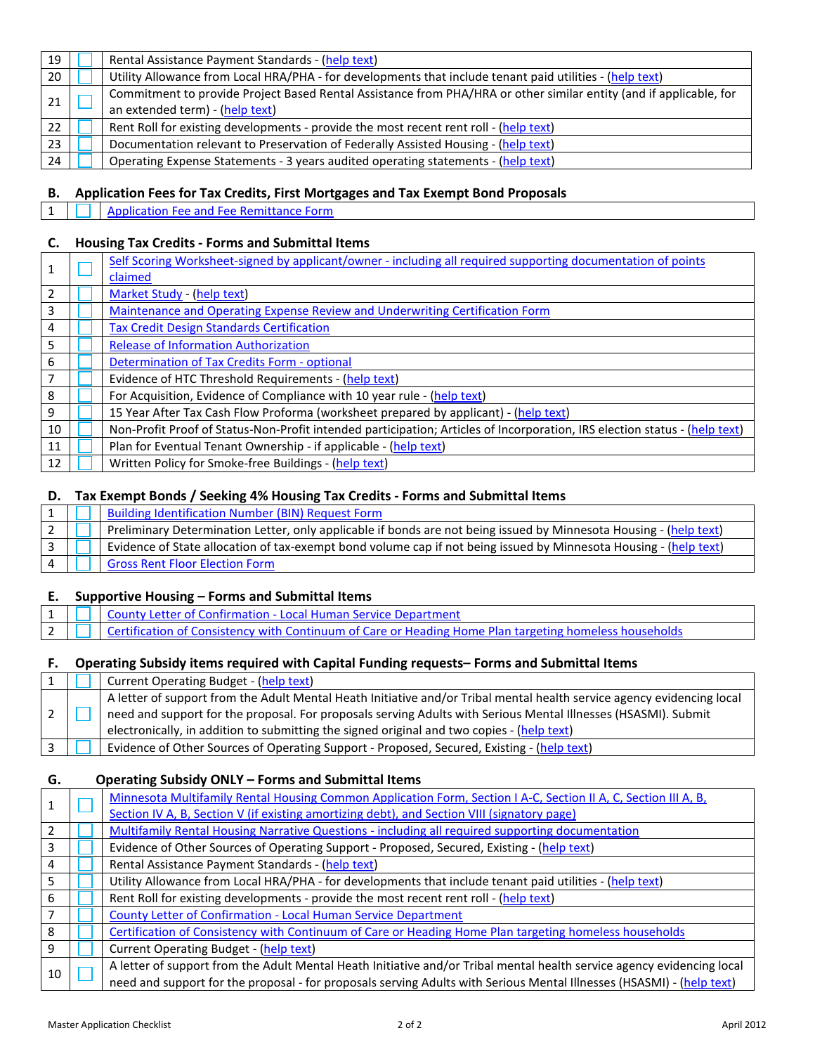| | | |
|---|---|---|
| 19 | ☐ | Rental Assistance Payment Standards - (help text) |
| 20 | ☐ | Utility Allowance from Local HRA/PHA - for developments that include tenant paid utilities - (help text) |
| 21 | ☐ | Commitment to provide Project Based Rental Assistance from PHA/HRA or other similar entity (and if applicable, for an extended term) - (help text) |
| 22 | ☐ | Rent Roll for existing developments - provide the most recent rent roll - (help text) |
| 23 | ☐ | Documentation relevant to Preservation of Federally Assisted Housing - (help text) |
| 24 | ☐ | Operating Expense Statements - 3 years audited operating statements - (help text) |

## B. Application Fees for Tax Credits, First Mortgages and Tax Exempt Bond Proposals

| | | |
|---|---|---|
| 1 | ☐ | Application Fee and Fee Remittance Form |

## C. Housing Tax Credits - Forms and Submittal Items

| | | |
|---|---|---|
| 1 | ☐ | Self Scoring Worksheet-signed by applicant/owner - including all required supporting documentation of points claimed |
| 2 | ☐ | Market Study - (help text) |
| 3 | ☐ | Maintenance and Operating Expense Review and Underwriting Certification Form |
| 4 | ☐ | Tax Credit Design Standards Certification |
| 5 | ☐ | Release of Information Authorization |
| 6 | ☐ | Determination of Tax Credits Form - optional |
| 7 | ☐ | Evidence of HTC Threshold Requirements - (help text) |
| 8 | ☐ | For Acquisition, Evidence of Compliance with 10 year rule - (help text) |
| 9 | ☐ | 15 Year After Tax Cash Flow Proforma (worksheet prepared by applicant) - (help text) |
| 10 | ☐ | Non-Profit Proof of Status-Non-Profit intended participation; Articles of Incorporation, IRS election status - (help text) |
| 11 | ☐ | Plan for Eventual Tenant Ownership - if applicable - (help text) |
| 12 | ☐ | Written Policy for Smoke-free Buildings - (help text) |

## D. Tax Exempt Bonds / Seeking 4% Housing Tax Credits - Forms and Submittal Items

| | | |
|---|---|---|
| 1 | ☐ | Building Identification Number (BIN) Request Form |
| 2 | ☐ | Preliminary Determination Letter, only applicable if bonds are not being issued by Minnesota Housing - (help text) |
| 3 | ☐ | Evidence of State allocation of tax-exempt bond volume cap if not being issued by Minnesota Housing - (help text) |
| 4 | ☐ | Gross Rent Floor Election Form |

## E. Supportive Housing – Forms and Submittal Items

| | | |
|---|---|---|
| 1 | ☐ | County Letter of Confirmation - Local Human Service Department |
| 2 | ☐ | Certification of Consistency with Continuum of Care or Heading Home Plan targeting homeless households |

## F. Operating Subsidy items required with Capital Funding requests– Forms and Submittal Items

| | | |
|---|---|---|
| 1 | ☐ | Current Operating Budget - (help text) |
| 2 | ☐ | A letter of support from the Adult Mental Heath Initiative and/or Tribal mental health service agency evidencing local need and support for the proposal. For proposals serving Adults with Serious Mental Illnesses (HSASMI). Submit electronically, in addition to submitting the signed original and two copies - (help text) |
| 3 | ☐ | Evidence of Other Sources of Operating Support - Proposed, Secured, Existing - (help text) |

## G. Operating Subsidy ONLY – Forms and Submittal Items

| | | |
|---|---|---|
| 1 | ☐ | Minnesota Multifamily Rental Housing Common Application Form, Section I A-C, Section II A, C, Section III A, B, Section IV A, B, Section V (if existing amortizing debt), and Section VIII (signatory page) |
| 2 | ☐ | Multifamily Rental Housing Narrative Questions - including all required supporting documentation |
| 3 | ☐ | Evidence of Other Sources of Operating Support - Proposed, Secured, Existing - (help text) |
| 4 | ☐ | Rental Assistance Payment Standards - (help text) |
| 5 | ☐ | Utility Allowance from Local HRA/PHA - for developments that include tenant paid utilities - (help text) |
| 6 | ☐ | Rent Roll for existing developments - provide the most recent rent roll - (help text) |
| 7 | ☐ | County Letter of Confirmation - Local Human Service Department |
| 8 | ☐ | Certification of Consistency with Continuum of Care or Heading Home Plan targeting homeless households |
| 9 | ☐ | Current Operating Budget - (help text) |
| 10 | ☐ | A letter of support from the Adult Mental Heath Initiative and/or Tribal mental health service agency evidencing local need and support for the proposal - for proposals serving Adults with Serious Mental Illnesses (HSASMI) - (help text) |